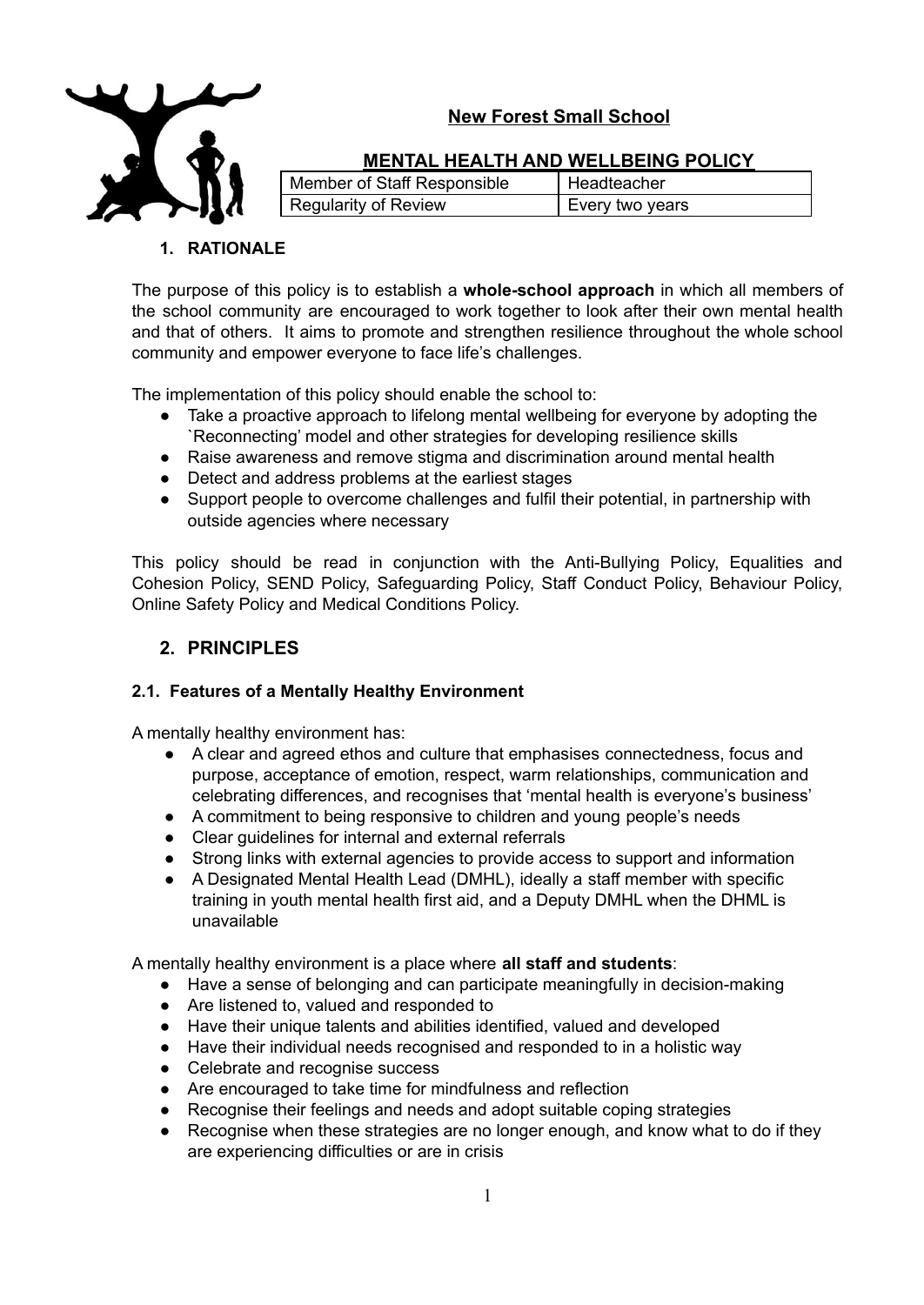# New Forest Small School

## MENTAL HEALTH AND WELLBEING POLICY

| Member of Staff Responsible | Headteacher |
|---|---|
| Regularity of Review | Every two years |

### 1. RATIONALE

The purpose of this policy is to establish a **whole-school approach** in which all members of the school community are encouraged to work together to look after their own mental health and that of others. It aims to promote and strengthen resilience throughout the whole school community and empower everyone to face life's challenges.

The implementation of this policy should enable the school to:

- Take a proactive approach to lifelong mental wellbeing for everyone by adopting the `Reconnecting' model and other strategies for developing resilience skills
- Raise awareness and remove stigma and discrimination around mental health
- Detect and address problems at the earliest stages
- Support people to overcome challenges and fulfil their potential, in partnership with outside agencies where necessary

This policy should be read in conjunction with the Anti-Bullying Policy, Equalities and Cohesion Policy, SEND Policy, Safeguarding Policy, Staff Conduct Policy, Behaviour Policy, Online Safety Policy and Medical Conditions Policy.

## 2. PRINCIPLES

### 2.1. Features of a Mentally Healthy Environment

A mentally healthy environment has:

- A clear and agreed ethos and culture that emphasises connectedness, focus and purpose, acceptance of emotion, respect, warm relationships, communication and celebrating differences, and recognises that 'mental health is everyone's business'
- A commitment to being responsive to children and young people's needs
- Clear guidelines for internal and external referrals
- Strong links with external agencies to provide access to support and information
- A Designated Mental Health Lead (DMHL), ideally a staff member with specific training in youth mental health first aid, and a Deputy DMHL when the DHML is unavailable

A mentally healthy environment is a place where **all staff and students**:

- Have a sense of belonging and can participate meaningfully in decision-making
- Are listened to, valued and responded to
- Have their unique talents and abilities identified, valued and developed
- Have their individual needs recognised and responded to in a holistic way
- Celebrate and recognise success
- Are encouraged to take time for mindfulness and reflection
- Recognise their feelings and needs and adopt suitable coping strategies
- Recognise when these strategies are no longer enough, and know what to do if they are experiencing difficulties or are in crisis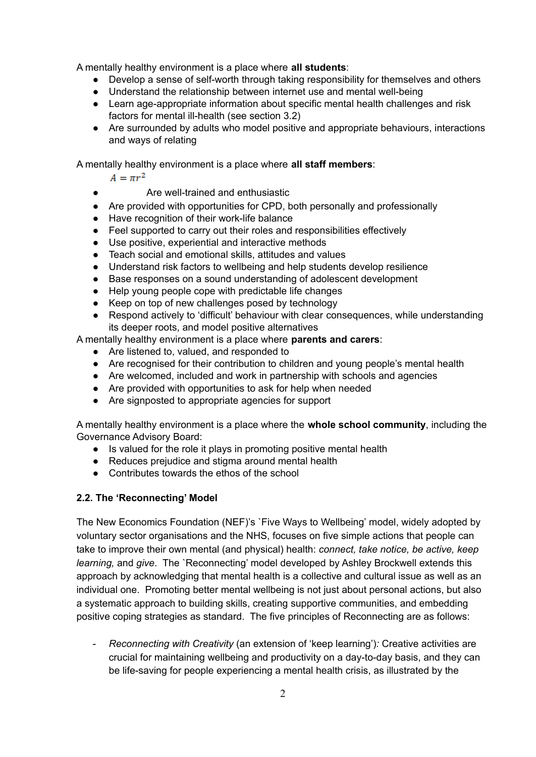A mentally healthy environment is a place where **all students**:

- Develop a sense of self-worth through taking responsibility for themselves and others
- Understand the relationship between internet use and mental well-being
- Learn age-appropriate information about specific mental health challenges and risk factors for mental ill-health (see section 3.2)
- Are surrounded by adults who model positive and appropriate behaviours, interactions and ways of relating

A mentally healthy environment is a place where **all staff members**:

$A = \pi r^2$

- Are well-trained and enthusiastic
- Are provided with opportunities for CPD, both personally and professionally
- Have recognition of their work-life balance
- Feel supported to carry out their roles and responsibilities effectively
- Use positive, experiential and interactive methods
- Teach social and emotional skills, attitudes and values
- Understand risk factors to wellbeing and help students develop resilience
- Base responses on a sound understanding of adolescent development
- Help young people cope with predictable life changes
- Keep on top of new challenges posed by technology
- Respond actively to 'difficult' behaviour with clear consequences, while understanding its deeper roots, and model positive alternatives

A mentally healthy environment is a place where **parents and carers**:

- Are listened to, valued, and responded to
- Are recognised for their contribution to children and young people's mental health
- Are welcomed, included and work in partnership with schools and agencies
- Are provided with opportunities to ask for help when needed
- Are signposted to appropriate agencies for support

A mentally healthy environment is a place where the **whole school community**, including the Governance Advisory Board:

- Is valued for the role it plays in promoting positive mental health
- Reduces prejudice and stigma around mental health
- Contributes towards the ethos of the school

### 2.2. The 'Reconnecting' Model

The New Economics Foundation (NEF)'s `Five Ways to Wellbeing' model, widely adopted by voluntary sector organisations and the NHS, focuses on five simple actions that people can take to improve their own mental (and physical) health: *connect, take notice, be active, keep learning,* and *give*. The `Reconnecting' model developed by Ashley Brockwell extends this approach by acknowledging that mental health is a collective and cultural issue as well as an individual one. Promoting better mental wellbeing is not just about personal actions, but also a systematic approach to building skills, creating supportive communities, and embedding positive coping strategies as standard. The five principles of Reconnecting are as follows:

- *Reconnecting with Creativity* (an extension of 'keep learning')*:* Creative activities are crucial for maintaining wellbeing and productivity on a day-to-day basis, and they can be life-saving for people experiencing a mental health crisis, as illustrated by the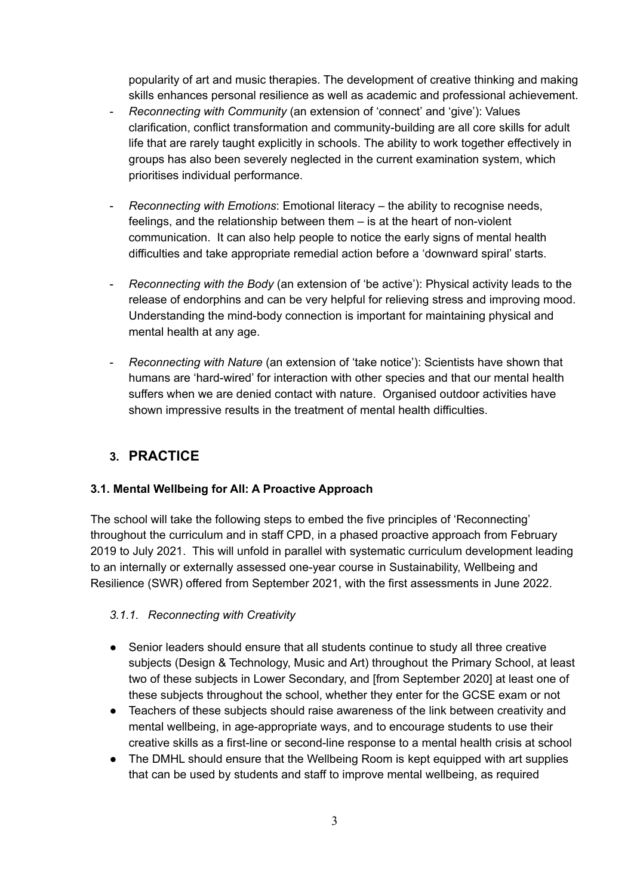popularity of art and music therapies. The development of creative thinking and making skills enhances personal resilience as well as academic and professional achievement.

- *Reconnecting with Community* (an extension of 'connect' and 'give'): Values clarification, conflict transformation and community-building are all core skills for adult life that are rarely taught explicitly in schools. The ability to work together effectively in groups has also been severely neglected in the current examination system, which prioritises individual performance.

- *Reconnecting with Emotions*: Emotional literacy – the ability to recognise needs, feelings, and the relationship between them – is at the heart of non-violent communication. It can also help people to notice the early signs of mental health difficulties and take appropriate remedial action before a 'downward spiral' starts.

- *Reconnecting with the Body* (an extension of 'be active'): Physical activity leads to the release of endorphins and can be very helpful for relieving stress and improving mood. Understanding the mind-body connection is important for maintaining physical and mental health at any age.

- *Reconnecting with Nature* (an extension of 'take notice'): Scientists have shown that humans are 'hard-wired' for interaction with other species and that our mental health suffers when we are denied contact with nature. Organised outdoor activities have shown impressive results in the treatment of mental health difficulties.

## 3. PRACTICE

### 3.1. Mental Wellbeing for All: A Proactive Approach

The school will take the following steps to embed the five principles of 'Reconnecting' throughout the curriculum and in staff CPD, in a phased proactive approach from February 2019 to July 2021. This will unfold in parallel with systematic curriculum development leading to an internally or externally assessed one-year course in Sustainability, Wellbeing and Resilience (SWR) offered from September 2021, with the first assessments in June 2022.

#### *3.1.1. Reconnecting with Creativity*

- Senior leaders should ensure that all students continue to study all three creative subjects (Design & Technology, Music and Art) throughout the Primary School, at least two of these subjects in Lower Secondary, and [from September 2020] at least one of these subjects throughout the school, whether they enter for the GCSE exam or not
- Teachers of these subjects should raise awareness of the link between creativity and mental wellbeing, in age-appropriate ways, and to encourage students to use their creative skills as a first-line or second-line response to a mental health crisis at school
- The DMHL should ensure that the Wellbeing Room is kept equipped with art supplies that can be used by students and staff to improve mental wellbeing, as required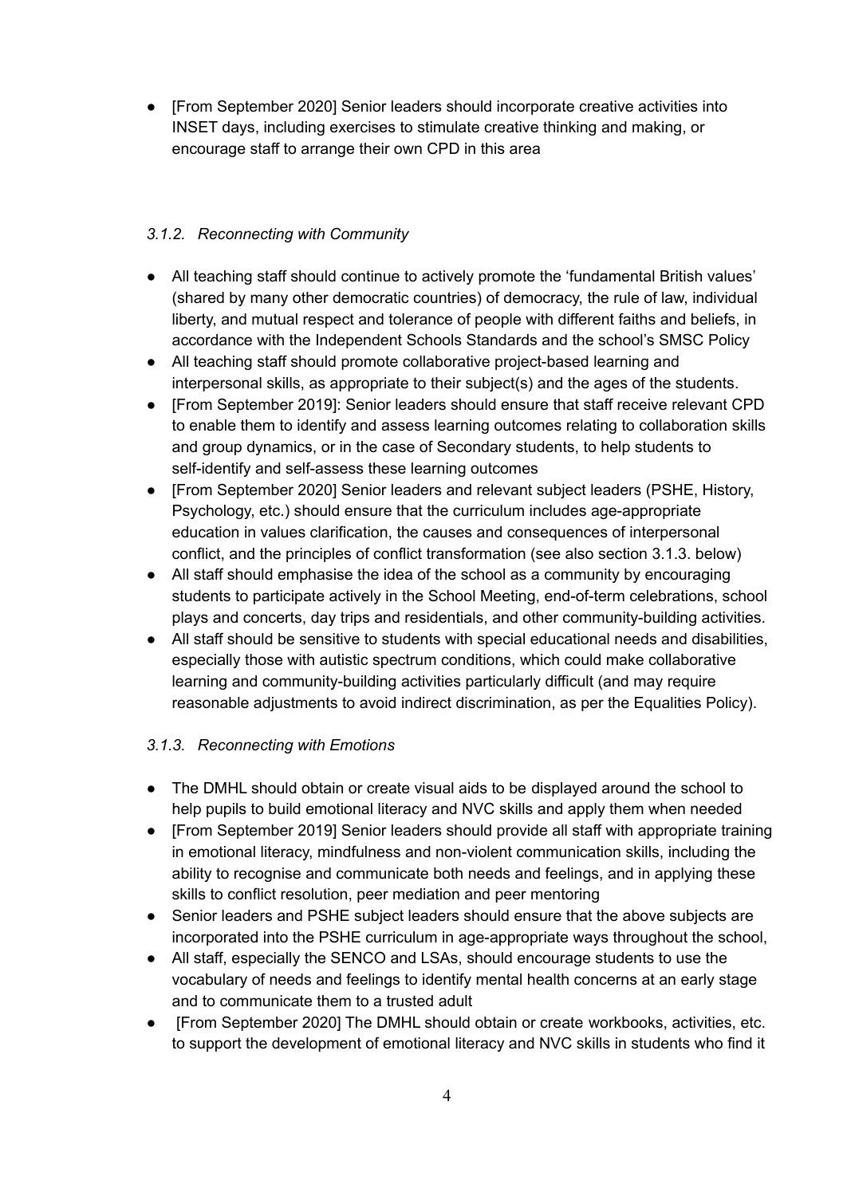- [From September 2020] Senior leaders should incorporate creative activities into INSET days, including exercises to stimulate creative thinking and making, or encourage staff to arrange their own CPD in this area

### *3.1.2. Reconnecting with Community*

- All teaching staff should continue to actively promote the 'fundamental British values' (shared by many other democratic countries) of democracy, the rule of law, individual liberty, and mutual respect and tolerance of people with different faiths and beliefs, in accordance with the Independent Schools Standards and the school's SMSC Policy
- All teaching staff should promote collaborative project-based learning and interpersonal skills, as appropriate to their subject(s) and the ages of the students.
- [From September 2019]: Senior leaders should ensure that staff receive relevant CPD to enable them to identify and assess learning outcomes relating to collaboration skills and group dynamics, or in the case of Secondary students, to help students to self-identify and self-assess these learning outcomes
- [From September 2020] Senior leaders and relevant subject leaders (PSHE, History, Psychology, etc.) should ensure that the curriculum includes age-appropriate education in values clarification, the causes and consequences of interpersonal conflict, and the principles of conflict transformation (see also section 3.1.3. below)
- All staff should emphasise the idea of the school as a community by encouraging students to participate actively in the School Meeting, end-of-term celebrations, school plays and concerts, day trips and residentials, and other community-building activities.
- All staff should be sensitive to students with special educational needs and disabilities, especially those with autistic spectrum conditions, which could make collaborative learning and community-building activities particularly difficult (and may require reasonable adjustments to avoid indirect discrimination, as per the Equalities Policy).

### *3.1.3. Reconnecting with Emotions*

- The DMHL should obtain or create visual aids to be displayed around the school to help pupils to build emotional literacy and NVC skills and apply them when needed
- [From September 2019] Senior leaders should provide all staff with appropriate training in emotional literacy, mindfulness and non-violent communication skills, including the ability to recognise and communicate both needs and feelings, and in applying these skills to conflict resolution, peer mediation and peer mentoring
- Senior leaders and PSHE subject leaders should ensure that the above subjects are incorporated into the PSHE curriculum in age-appropriate ways throughout the school,
- All staff, especially the SENCO and LSAs, should encourage students to use the vocabulary of needs and feelings to identify mental health concerns at an early stage and to communicate them to a trusted adult
- [From September 2020] The DMHL should obtain or create workbooks, activities, etc. to support the development of emotional literacy and NVC skills in students who find it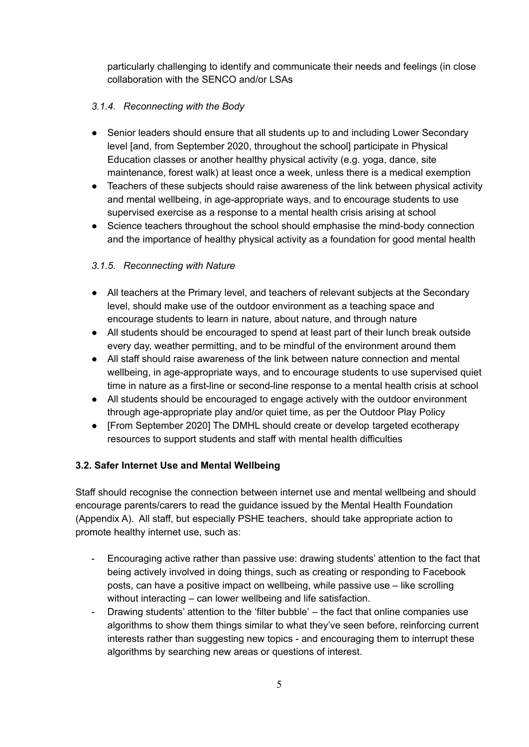particularly challenging to identify and communicate their needs and feelings (in close collaboration with the SENCO and/or LSAs

#### *3.1.4. Reconnecting with the Body*

- Senior leaders should ensure that all students up to and including Lower Secondary level [and, from September 2020, throughout the school] participate in Physical Education classes or another healthy physical activity (e.g. yoga, dance, site maintenance, forest walk) at least once a week, unless there is a medical exemption
- Teachers of these subjects should raise awareness of the link between physical activity and mental wellbeing, in age-appropriate ways, and to encourage students to use supervised exercise as a response to a mental health crisis arising at school
- Science teachers throughout the school should emphasise the mind-body connection and the importance of healthy physical activity as a foundation for good mental health

#### *3.1.5. Reconnecting with Nature*

- All teachers at the Primary level, and teachers of relevant subjects at the Secondary level, should make use of the outdoor environment as a teaching space and encourage students to learn in nature, about nature, and through nature
- All students should be encouraged to spend at least part of their lunch break outside every day, weather permitting, and to be mindful of the environment around them
- All staff should raise awareness of the link between nature connection and mental wellbeing, in age-appropriate ways, and to encourage students to use supervised quiet time in nature as a first-line or second-line response to a mental health crisis at school
- All students should be encouraged to engage actively with the outdoor environment through age-appropriate play and/or quiet time, as per the Outdoor Play Policy
- [From September 2020] The DMHL should create or develop targeted ecotherapy resources to support students and staff with mental health difficulties

### 3.2. Safer Internet Use and Mental Wellbeing

Staff should recognise the connection between internet use and mental wellbeing and should encourage parents/carers to read the guidance issued by the Mental Health Foundation (Appendix A). All staff, but especially PSHE teachers, should take appropriate action to promote healthy internet use, such as:

- Encouraging active rather than passive use: drawing students' attention to the fact that being actively involved in doing things, such as creating or responding to Facebook posts, can have a positive impact on wellbeing, while passive use – like scrolling without interacting – can lower wellbeing and life satisfaction.
- Drawing students' attention to the 'filter bubble' – the fact that online companies use algorithms to show them things similar to what they've seen before, reinforcing current interests rather than suggesting new topics - and encouraging them to interrupt these algorithms by searching new areas or questions of interest.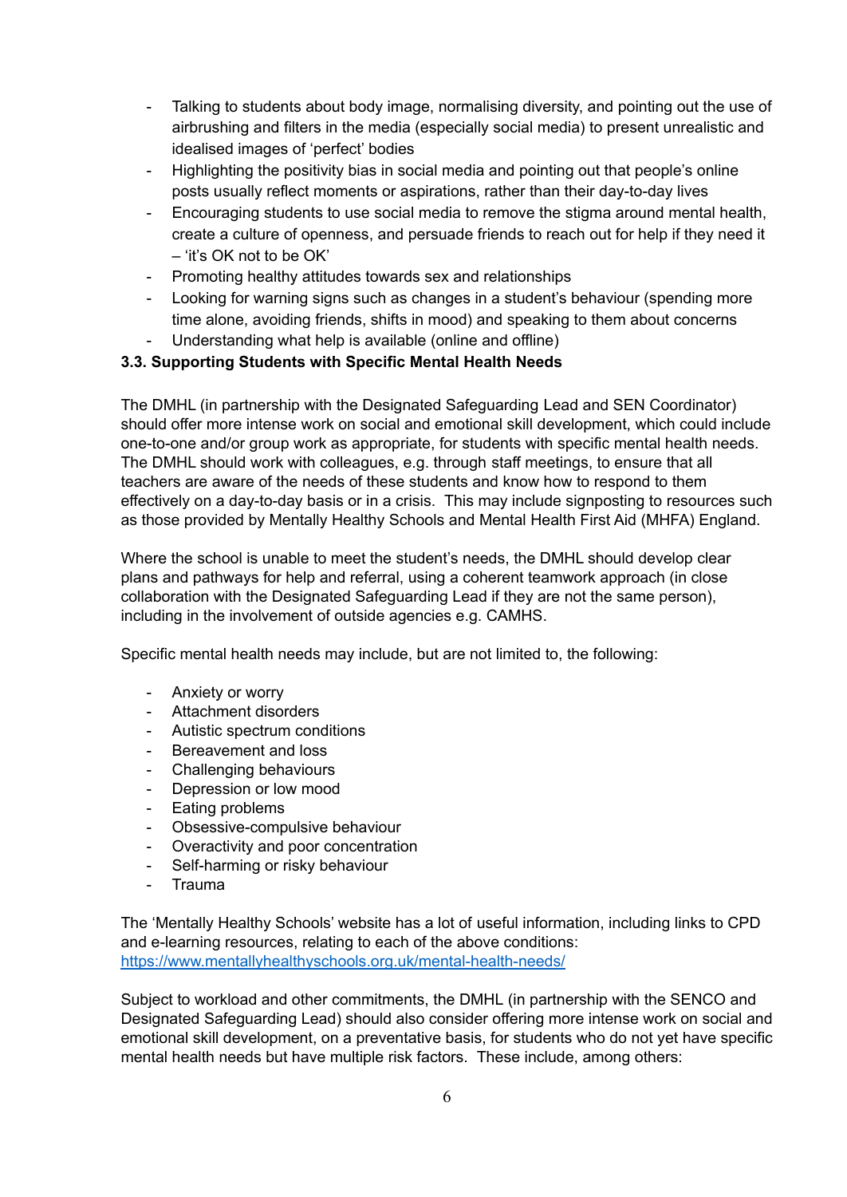- Talking to students about body image, normalising diversity, and pointing out the use of airbrushing and filters in the media (especially social media) to present unrealistic and idealised images of 'perfect' bodies
- Highlighting the positivity bias in social media and pointing out that people's online posts usually reflect moments or aspirations, rather than their day-to-day lives
- Encouraging students to use social media to remove the stigma around mental health, create a culture of openness, and persuade friends to reach out for help if they need it – 'it's OK not to be OK'
- Promoting healthy attitudes towards sex and relationships
- Looking for warning signs such as changes in a student's behaviour (spending more time alone, avoiding friends, shifts in mood) and speaking to them about concerns
- Understanding what help is available (online and offline)

### 3.3. Supporting Students with Specific Mental Health Needs

The DMHL (in partnership with the Designated Safeguarding Lead and SEN Coordinator) should offer more intense work on social and emotional skill development, which could include one-to-one and/or group work as appropriate, for students with specific mental health needs. The DMHL should work with colleagues, e.g. through staff meetings, to ensure that all teachers are aware of the needs of these students and know how to respond to them effectively on a day-to-day basis or in a crisis. This may include signposting to resources such as those provided by Mentally Healthy Schools and Mental Health First Aid (MHFA) England.

Where the school is unable to meet the student's needs, the DMHL should develop clear plans and pathways for help and referral, using a coherent teamwork approach (in close collaboration with the Designated Safeguarding Lead if they are not the same person), including in the involvement of outside agencies e.g. CAMHS.

Specific mental health needs may include, but are not limited to, the following:

- Anxiety or worry
- Attachment disorders
- Autistic spectrum conditions
- Bereavement and loss
- Challenging behaviours
- Depression or low mood
- Eating problems
- Obsessive-compulsive behaviour
- Overactivity and poor concentration
- Self-harming or risky behaviour
- Trauma

The 'Mentally Healthy Schools' website has a lot of useful information, including links to CPD and e-learning resources, relating to each of the above conditions: [https://www.mentallyhealthyschools.org.uk/mental-health-needs/](https://www.mentallyhealthyschools.org.uk/mental-health-needs/)

Subject to workload and other commitments, the DMHL (in partnership with the SENCO and Designated Safeguarding Lead) should also consider offering more intense work on social and emotional skill development, on a preventative basis, for students who do not yet have specific mental health needs but have multiple risk factors. These include, among others: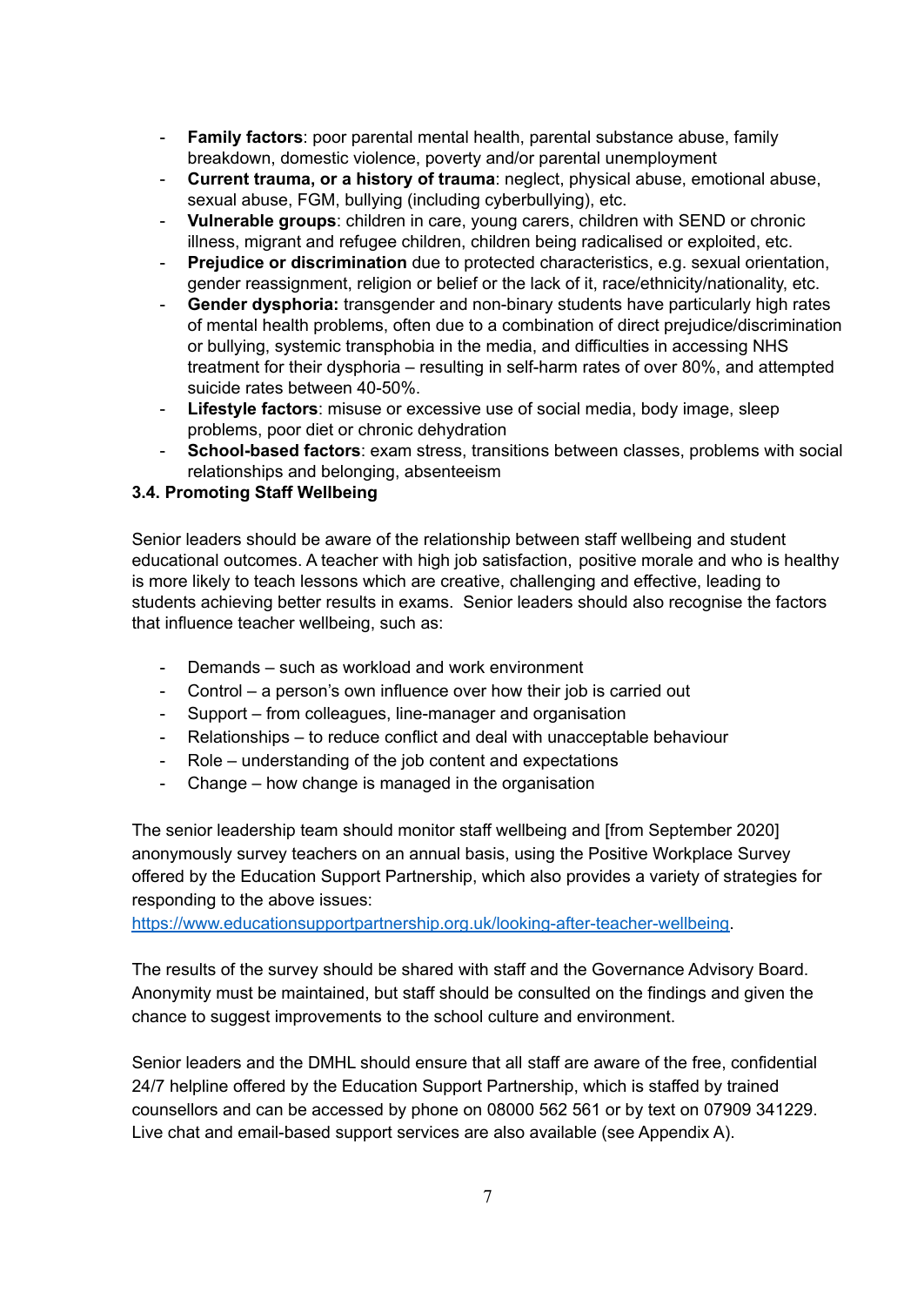- **Family factors**: poor parental mental health, parental substance abuse, family breakdown, domestic violence, poverty and/or parental unemployment
- **Current trauma, or a history of trauma**: neglect, physical abuse, emotional abuse, sexual abuse, FGM, bullying (including cyberbullying), etc.
- **Vulnerable groups**: children in care, young carers, children with SEND or chronic illness, migrant and refugee children, children being radicalised or exploited, etc.
- **Prejudice or discrimination** due to protected characteristics, e.g. sexual orientation, gender reassignment, religion or belief or the lack of it, race/ethnicity/nationality, etc.
- **Gender dysphoria:** transgender and non-binary students have particularly high rates of mental health problems, often due to a combination of direct prejudice/discrimination or bullying, systemic transphobia in the media, and difficulties in accessing NHS treatment for their dysphoria – resulting in self-harm rates of over 80%, and attempted suicide rates between 40-50%.
- **Lifestyle factors**: misuse or excessive use of social media, body image, sleep problems, poor diet or chronic dehydration
- **School-based factors**: exam stress, transitions between classes, problems with social relationships and belonging, absenteeism

### 3.4. Promoting Staff Wellbeing

Senior leaders should be aware of the relationship between staff wellbeing and student educational outcomes. A teacher with high job satisfaction, positive morale and who is healthy is more likely to teach lessons which are creative, challenging and effective, leading to students achieving better results in exams. Senior leaders should also recognise the factors that influence teacher wellbeing, such as:

- Demands – such as workload and work environment
- Control – a person's own influence over how their job is carried out
- Support – from colleagues, line-manager and organisation
- Relationships – to reduce conflict and deal with unacceptable behaviour
- Role – understanding of the job content and expectations
- Change – how change is managed in the organisation

The senior leadership team should monitor staff wellbeing and [from September 2020] anonymously survey teachers on an annual basis, using the Positive Workplace Survey offered by the Education Support Partnership, which also provides a variety of strategies for responding to the above issues:
[https://www.educationsupportpartnership.org.uk/looking-after-teacher-wellbeing](https://www.educationsupportpartnership.org.uk/looking-after-teacher-wellbeing).

The results of the survey should be shared with staff and the Governance Advisory Board. Anonymity must be maintained, but staff should be consulted on the findings and given the chance to suggest improvements to the school culture and environment.

Senior leaders and the DMHL should ensure that all staff are aware of the free, confidential 24/7 helpline offered by the Education Support Partnership, which is staffed by trained counsellors and can be accessed by phone on 08000 562 561 or by text on 07909 341229. Live chat and email-based support services are also available (see Appendix A).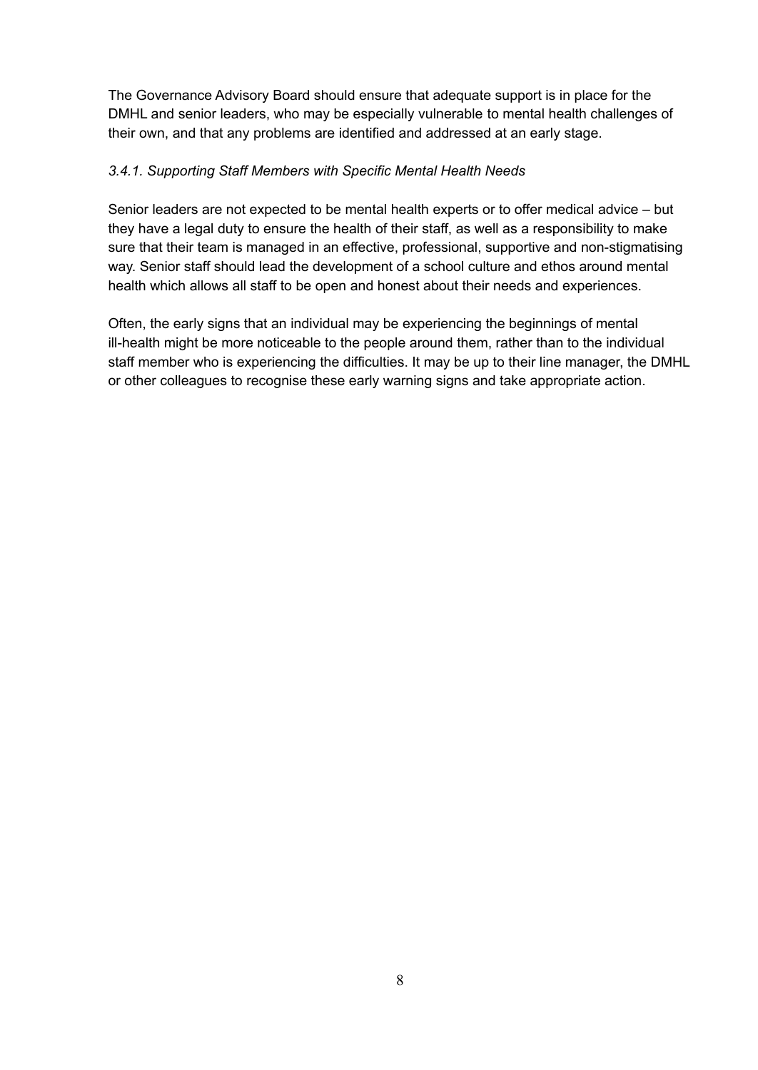The Governance Advisory Board should ensure that adequate support is in place for the DMHL and senior leaders, who may be especially vulnerable to mental health challenges of their own, and that any problems are identified and addressed at an early stage.

### *3.4.1. Supporting Staff Members with Specific Mental Health Needs*

Senior leaders are not expected to be mental health experts or to offer medical advice – but they have a legal duty to ensure the health of their staff, as well as a responsibility to make sure that their team is managed in an effective, professional, supportive and non-stigmatising way. Senior staff should lead the development of a school culture and ethos around mental health which allows all staff to be open and honest about their needs and experiences.

Often, the early signs that an individual may be experiencing the beginnings of mental ill-health might be more noticeable to the people around them, rather than to the individual staff member who is experiencing the difficulties. It may be up to their line manager, the DMHL or other colleagues to recognise these early warning signs and take appropriate action.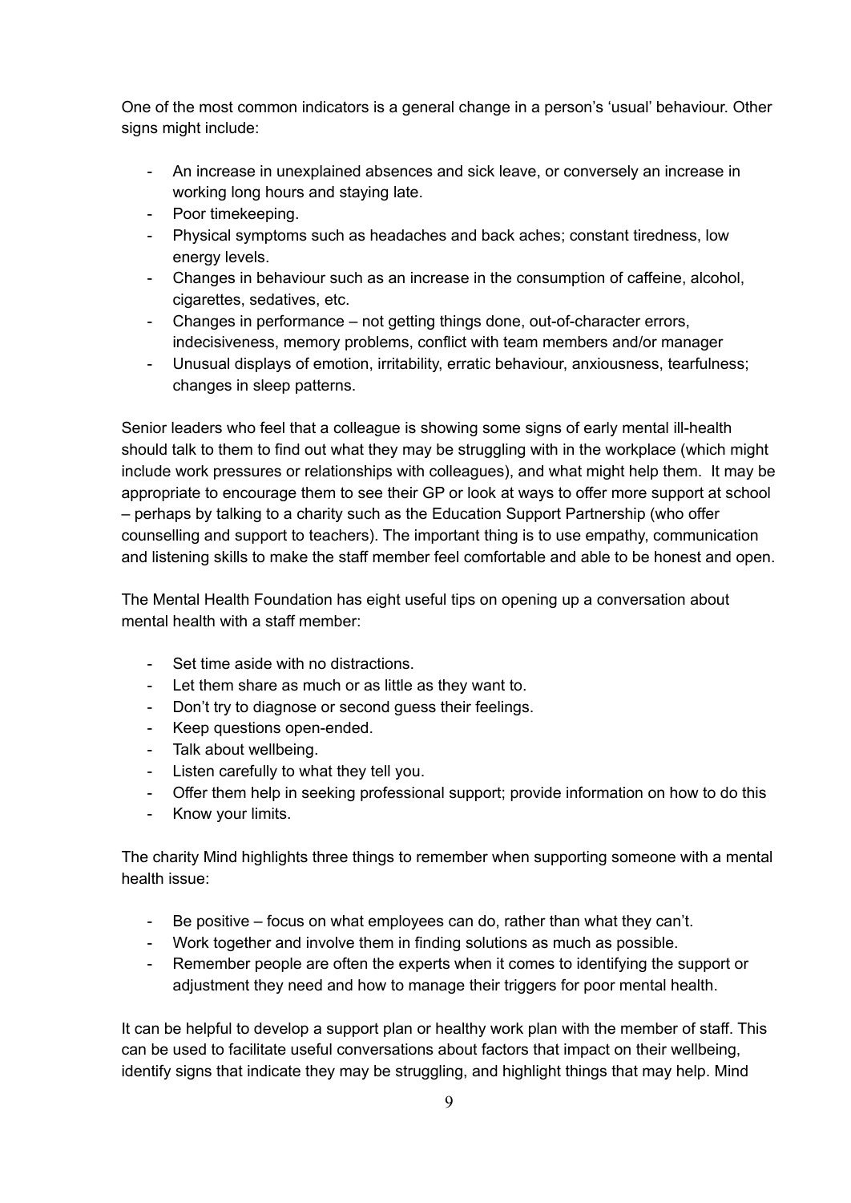One of the most common indicators is a general change in a person's 'usual' behaviour. Other signs might include:

- An increase in unexplained absences and sick leave, or conversely an increase in working long hours and staying late.
- Poor timekeeping.
- Physical symptoms such as headaches and back aches; constant tiredness, low energy levels.
- Changes in behaviour such as an increase in the consumption of caffeine, alcohol, cigarettes, sedatives, etc.
- Changes in performance – not getting things done, out-of-character errors, indecisiveness, memory problems, conflict with team members and/or manager
- Unusual displays of emotion, irritability, erratic behaviour, anxiousness, tearfulness; changes in sleep patterns.

Senior leaders who feel that a colleague is showing some signs of early mental ill-health should talk to them to find out what they may be struggling with in the workplace (which might include work pressures or relationships with colleagues), and what might help them. It may be appropriate to encourage them to see their GP or look at ways to offer more support at school – perhaps by talking to a charity such as the Education Support Partnership (who offer counselling and support to teachers). The important thing is to use empathy, communication and listening skills to make the staff member feel comfortable and able to be honest and open.

The Mental Health Foundation has eight useful tips on opening up a conversation about mental health with a staff member:

- Set time aside with no distractions.
- Let them share as much or as little as they want to.
- Don't try to diagnose or second guess their feelings.
- Keep questions open-ended.
- Talk about wellbeing.
- Listen carefully to what they tell you.
- Offer them help in seeking professional support; provide information on how to do this
- Know your limits.

The charity Mind highlights three things to remember when supporting someone with a mental health issue:

- Be positive – focus on what employees can do, rather than what they can't.
- Work together and involve them in finding solutions as much as possible.
- Remember people are often the experts when it comes to identifying the support or adjustment they need and how to manage their triggers for poor mental health.

It can be helpful to develop a support plan or healthy work plan with the member of staff. This can be used to facilitate useful conversations about factors that impact on their wellbeing, identify signs that indicate they may be struggling, and highlight things that may help. Mind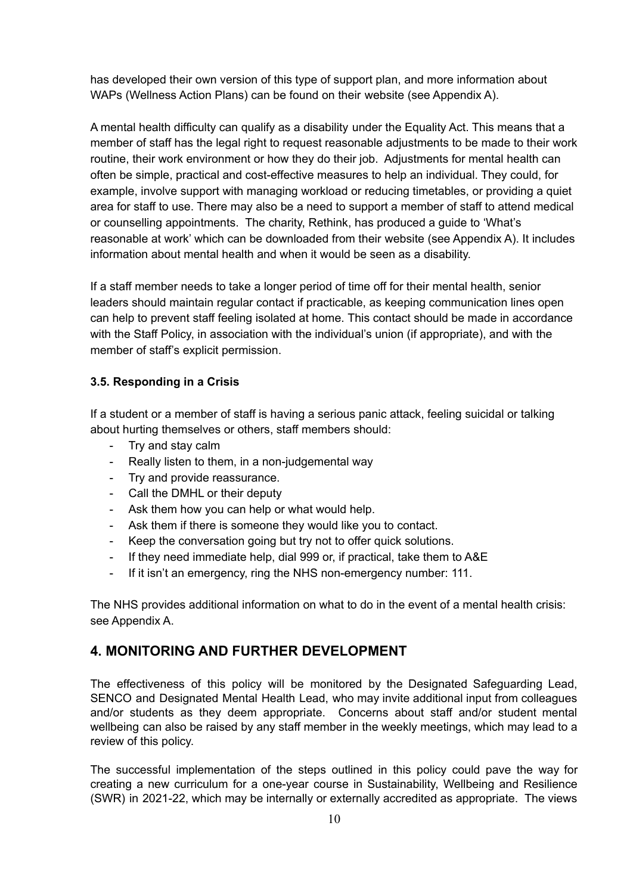has developed their own version of this type of support plan, and more information about WAPs (Wellness Action Plans) can be found on their website (see Appendix A).

A mental health difficulty can qualify as a disability under the Equality Act. This means that a member of staff has the legal right to request reasonable adjustments to be made to their work routine, their work environment or how they do their job. Adjustments for mental health can often be simple, practical and cost-effective measures to help an individual. They could, for example, involve support with managing workload or reducing timetables, or providing a quiet area for staff to use. There may also be a need to support a member of staff to attend medical or counselling appointments. The charity, Rethink, has produced a guide to 'What's reasonable at work' which can be downloaded from their website (see Appendix A). It includes information about mental health and when it would be seen as a disability.

If a staff member needs to take a longer period of time off for their mental health, senior leaders should maintain regular contact if practicable, as keeping communication lines open can help to prevent staff feeling isolated at home. This contact should be made in accordance with the Staff Policy, in association with the individual's union (if appropriate), and with the member of staff's explicit permission.

### 3.5. Responding in a Crisis

If a student or a member of staff is having a serious panic attack, feeling suicidal or talking about hurting themselves or others, staff members should:

- Try and stay calm
- Really listen to them, in a non-judgemental way
- Try and provide reassurance.
- Call the DMHL or their deputy
- Ask them how you can help or what would help.
- Ask them if there is someone they would like you to contact.
- Keep the conversation going but try not to offer quick solutions.
- If they need immediate help, dial 999 or, if practical, take them to A&E
- If it isn't an emergency, ring the NHS non-emergency number: 111.

The NHS provides additional information on what to do in the event of a mental health crisis: see Appendix A.

## 4. MONITORING AND FURTHER DEVELOPMENT

The effectiveness of this policy will be monitored by the Designated Safeguarding Lead, SENCO and Designated Mental Health Lead, who may invite additional input from colleagues and/or students as they deem appropriate. Concerns about staff and/or student mental wellbeing can also be raised by any staff member in the weekly meetings, which may lead to a review of this policy.

The successful implementation of the steps outlined in this policy could pave the way for creating a new curriculum for a one-year course in Sustainability, Wellbeing and Resilience (SWR) in 2021-22, which may be internally or externally accredited as appropriate. The views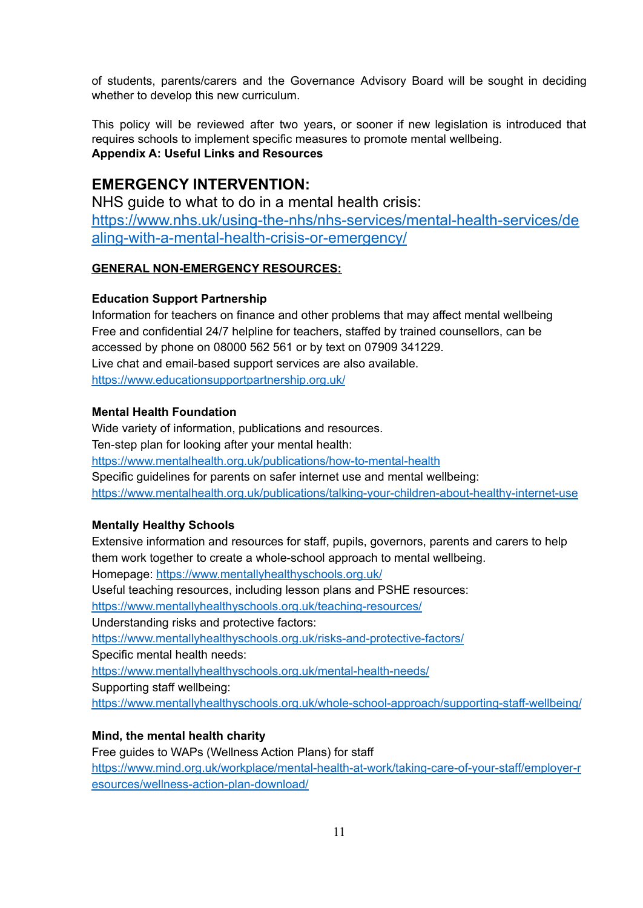of students, parents/carers and the Governance Advisory Board will be sought in deciding whether to develop this new curriculum.

This policy will be reviewed after two years, or sooner if new legislation is introduced that requires schools to implement specific measures to promote mental wellbeing.

**Appendix A: Useful Links and Resources**

## EMERGENCY INTERVENTION:

NHS guide to what to do in a mental health crisis:
https://www.nhs.uk/using-the-nhs/nhs-services/mental-health-services/dealing-with-a-mental-health-crisis-or-emergency/

**GENERAL NON-EMERGENCY RESOURCES:**

**Education Support Partnership**

Information for teachers on finance and other problems that may affect mental wellbeing
Free and confidential 24/7 helpline for teachers, staffed by trained counsellors, can be accessed by phone on 08000 562 561 or by text on 07909 341229.
Live chat and email-based support services are also available.
https://www.educationsupportpartnership.org.uk/

**Mental Health Foundation**

Wide variety of information, publications and resources.
Ten-step plan for looking after your mental health:
https://www.mentalhealth.org.uk/publications/how-to-mental-health
Specific guidelines for parents on safer internet use and mental wellbeing:
https://www.mentalhealth.org.uk/publications/talking-your-children-about-healthy-internet-use

**Mentally Healthy Schools**

Extensive information and resources for staff, pupils, governors, parents and carers to help them work together to create a whole-school approach to mental wellbeing.
Homepage: https://www.mentallyhealthyschools.org.uk/
Useful teaching resources, including lesson plans and PSHE resources:
https://www.mentallyhealthyschools.org.uk/teaching-resources/
Understanding risks and protective factors:
https://www.mentallyhealthyschools.org.uk/risks-and-protective-factors/
Specific mental health needs:
https://www.mentallyhealthyschools.org.uk/mental-health-needs/
Supporting staff wellbeing:
https://www.mentallyhealthyschools.org.uk/whole-school-approach/supporting-staff-wellbeing/

**Mind, the mental health charity**

Free guides to WAPs (Wellness Action Plans) for staff
https://www.mind.org.uk/workplace/mental-health-at-work/taking-care-of-your-staff/employer-resources/wellness-action-plan-download/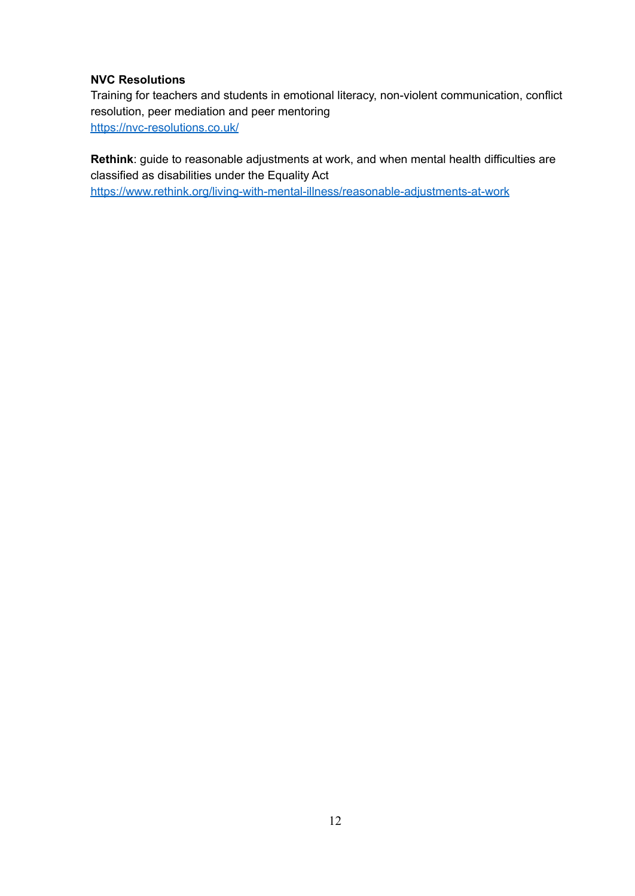**NVC Resolutions**
Training for teachers and students in emotional literacy, non-violent communication, conflict resolution, peer mediation and peer mentoring
https://nvc-resolutions.co.uk/

**Rethink**: guide to reasonable adjustments at work, and when mental health difficulties are classified as disabilities under the Equality Act
https://www.rethink.org/living-with-mental-illness/reasonable-adjustments-at-work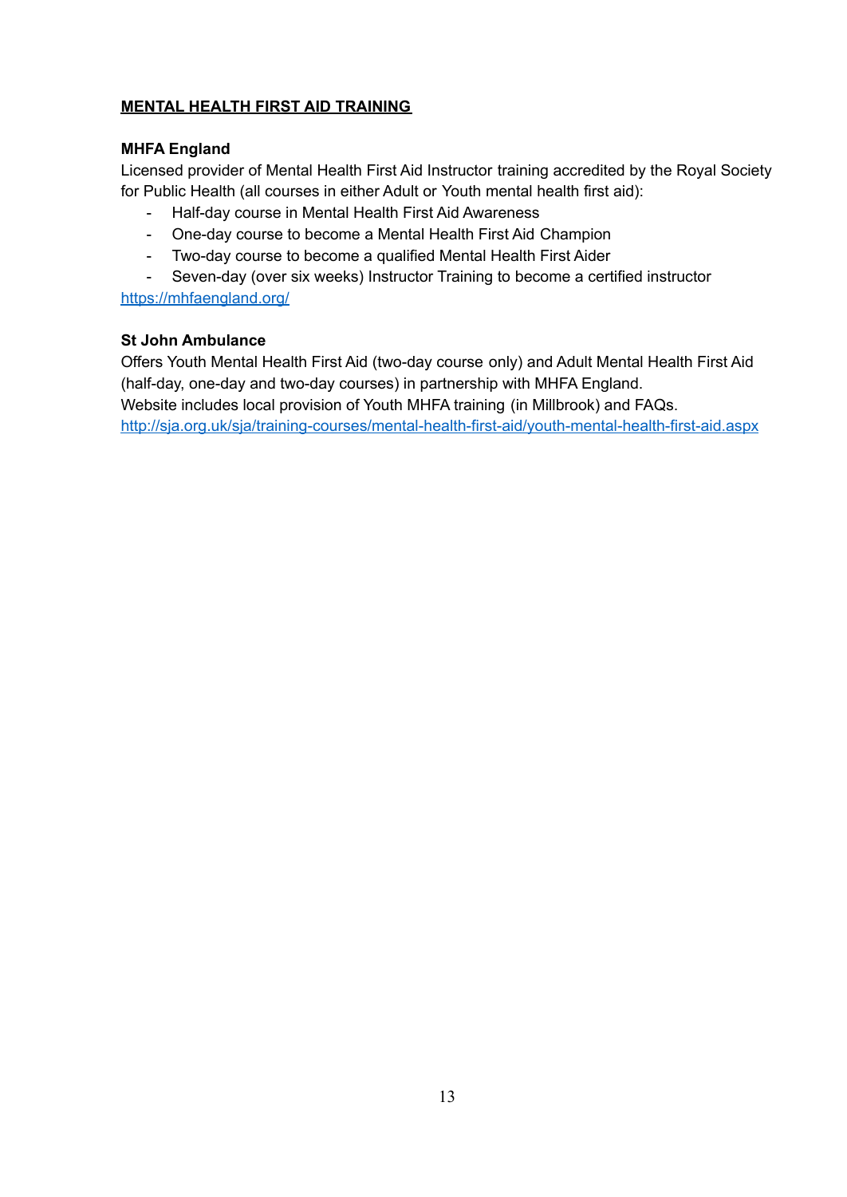## MENTAL HEALTH FIRST AID TRAINING

**MHFA England**

Licensed provider of Mental Health First Aid Instructor training accredited by the Royal Society for Public Health (all courses in either Adult or Youth mental health first aid):

- Half-day course in Mental Health First Aid Awareness
- One-day course to become a Mental Health First Aid Champion
- Two-day course to become a qualified Mental Health First Aider
- Seven-day (over six weeks) Instructor Training to become a certified instructor

https://mhfaengland.org/

**St John Ambulance**

Offers Youth Mental Health First Aid (two-day course only) and Adult Mental Health First Aid (half-day, one-day and two-day courses) in partnership with MHFA England.
Website includes local provision of Youth MHFA training (in Millbrook) and FAQs.
http://sja.org.uk/sja/training-courses/mental-health-first-aid/youth-mental-health-first-aid.aspx